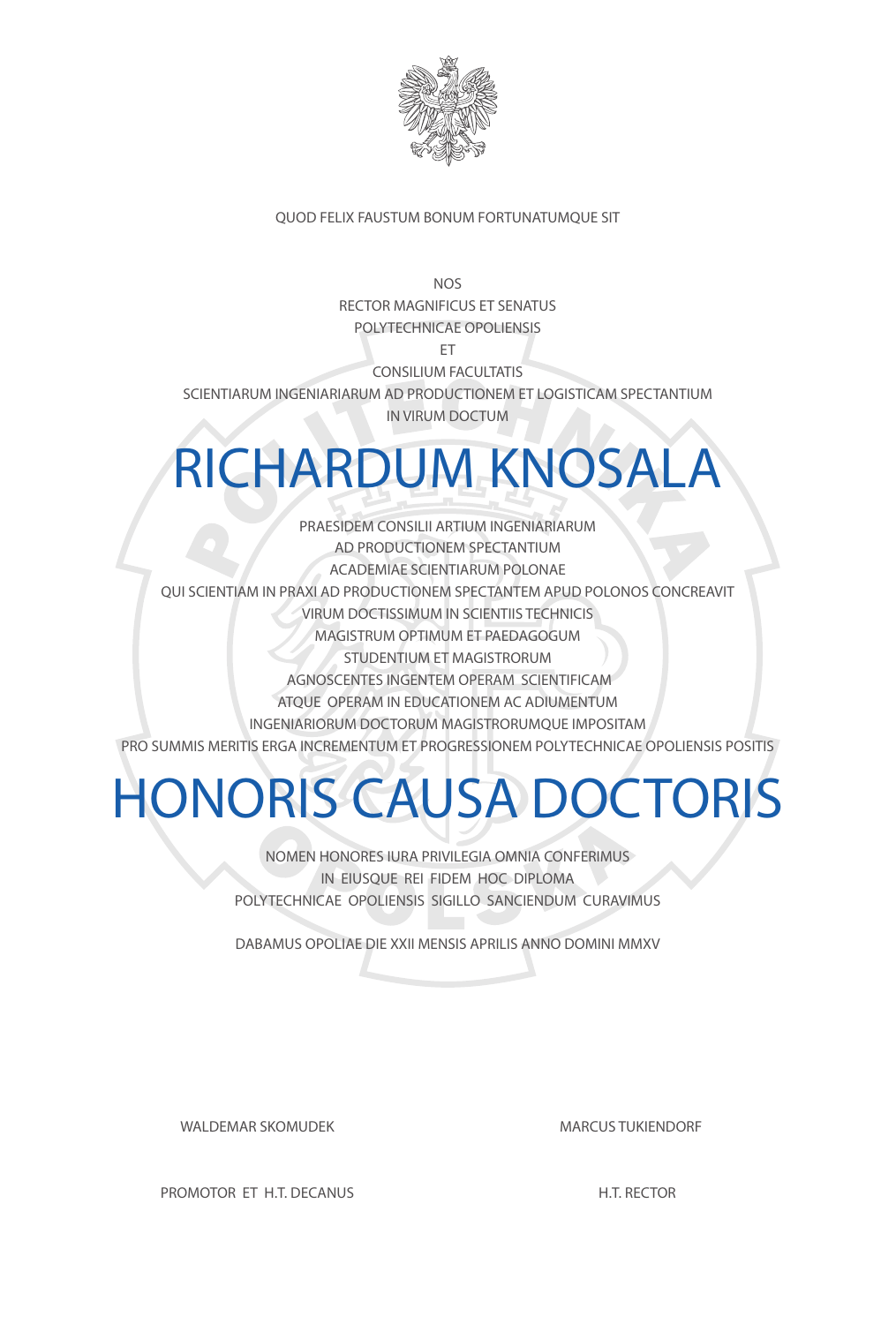QUOD FELIX FAUSTUM BONUM FORTUNATUMQUE SIT

NOS
RECTOR MAGNIFICUS ET SENATUS
POLYTECHNICAE OPOLIENSIS
ET
CONSILIUM FACULTATIS
SCIENTIARUM INGENIARIARUM AD PRODUCTIONEM ET LOGISTICAM SPECTANTIUM
IN VIRUM DOCTUM

# RICHARDUM KNOSALA

PRAESIDEM CONSILII ARTIUM INGENIARIARUM
AD PRODUCTIONEM SPECTANTIUM
ACADEMIAE SCIENTIARUM POLONAE
QUI SCIENTIAM IN PRAXI AD PRODUCTIONEM SPECTANTEM APUD POLONOS CONCREAVIT
VIRUM DOCTISSIMUM IN SCIENTIIS TECHNICIS
MAGISTRUM OPTIMUM ET PAEDAGOGUM
STUDENTIUM ET MAGISTRORUM
AGNOSCENTES INGENTEM OPERAM SCIENTIFICAM
ATQUE OPERAM IN EDUCATIONEM AC ADIUMENTUM
INGENIARIORUM DOCTORUM MAGISTRORUMQUE IMPOSITAM
PRO SUMMIS MERITIS ERGA INCREMENTUM ET PROGRESSIONEM POLYTECHNICAE OPOLIENSIS POSITIS

# HONORIS CAUSA DOCTORIS

NOMEN HONORES IURA PRIVILEGIA OMNIA CONFERIMUS
IN EIUSQUE REI FIDEM HOC DIPLOMA
POLYTECHNICAE OPOLIENSIS SIGILLO SANCIENDUM CURAVIMUS

DABAMUS OPOLIAE DIE XXII MENSIS APRILIS ANNO DOMINI MMXV

WALDEMAR SKOMUDEK
PROMOTOR ET H.T. DECANUS

MARCUS TUKIENDORF
H.T. RECTOR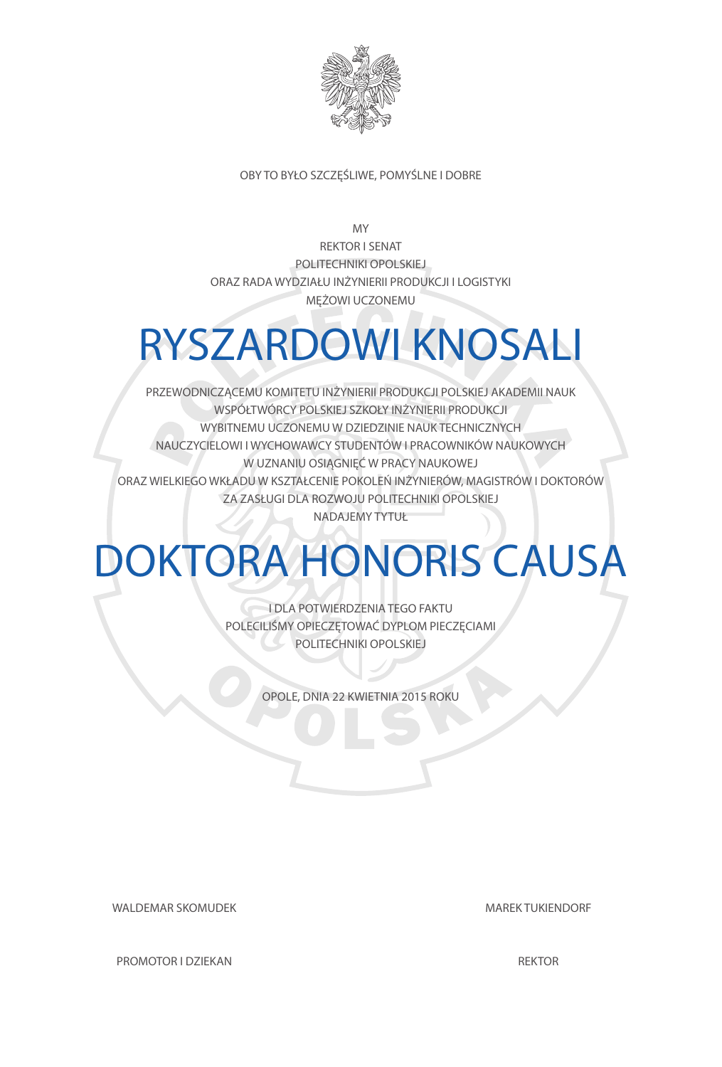OBY TO BYŁO SZCZĘŚLIWE, POMYŚLNE I DOBRE

MY
REKTOR I SENAT
POLITECHNIKI OPOLSKIEJ
ORAZ RADA WYDZIAŁU INŻYNIERII PRODUKCJI I LOGISTYKI
MĘŻOWI UCZONEMU

# RYSZARDOWI KNOSALI

PRZEWODNICZĄCEMU KOMITETU INŻYNIERII PRODUKCJI POLSKIEJ AKADEMII NAUK
WSPÓŁTWÓRCY POLSKIEJ SZKOŁY INŻYNIERII PRODUKCJI
WYBITNEMU UCZONEMU W DZIEDZINIE NAUK TECHNICZNYCH
NAUCZYCIELOWI I WYCHOWAWCY STUDENTÓW I PRACOWNIKÓW NAUKOWYCH
W UZNANIU OSIĄGNIĘĆ W PRACY NAUKOWEJ
ORAZ WIELKIEGO WKŁADU W KSZTAŁCENIE POKOLEŃ INŻYNIERÓW, MAGISTRÓW I DOKTORÓW
ZA ZASŁUGI DLA ROZWOJU POLITECHNIKI OPOLSKIEJ
NADAJEMY TYTUŁ

# DOKTORA HONORIS CAUSA

I DLA POTWIERDZENIA TEGO FAKTU
POLECILIŚMY OPIECZĘTOWAĆ DYPLOM PIECZĘCIAMI
POLITECHNIKI OPOLSKIEJ

OPOLE, DNIA 22 KWIETNIA 2015 ROKU

WALDEMAR SKOMUDEK
PROMOTOR I DZIEKAN

MAREK TUKIENDORF
REKTOR